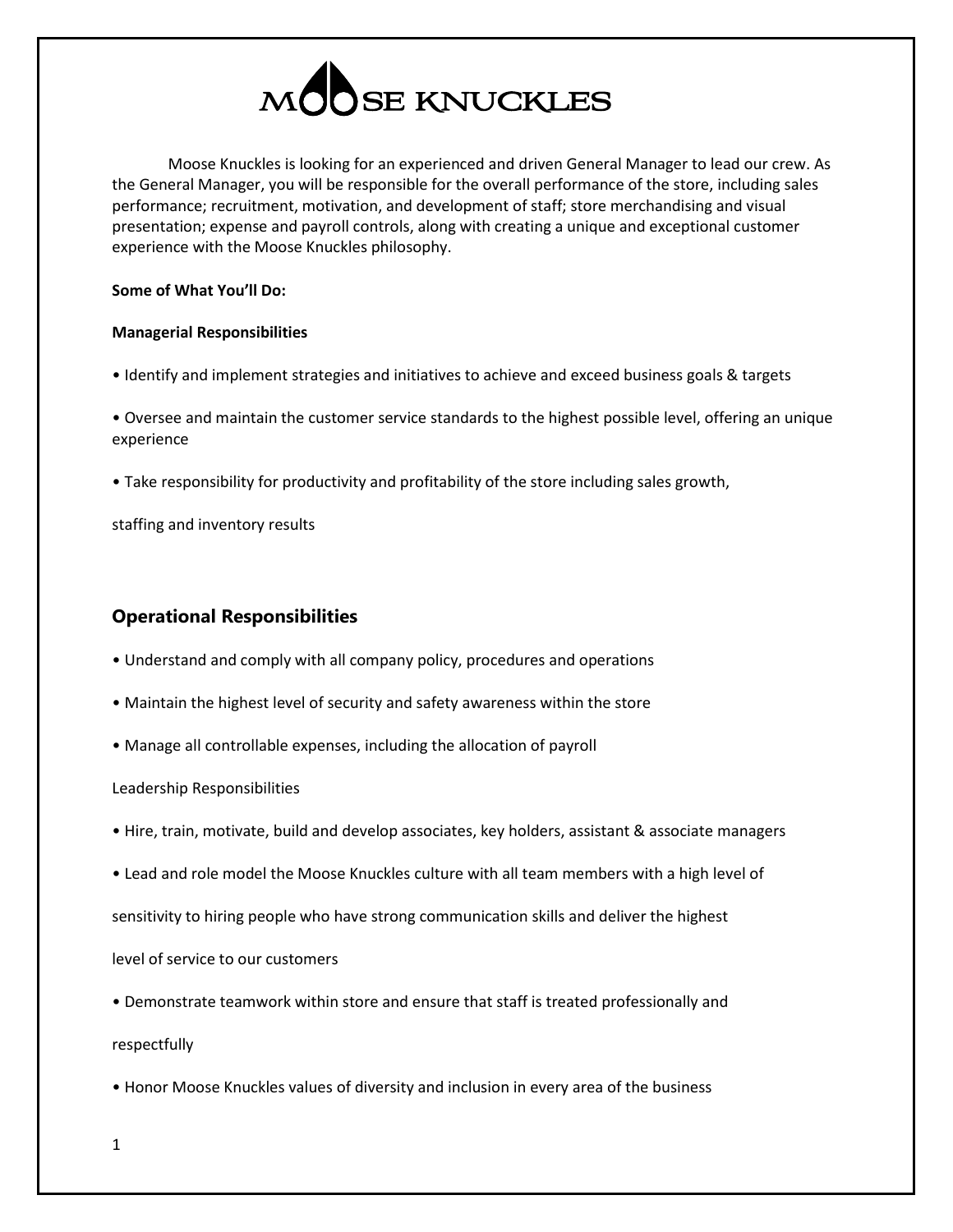# MOOSE KNUCKLES

Moose Knuckles is looking for an experienced and driven General Manager to lead our crew. As the General Manager, you will be responsible for the overall performance of the store, including sales performance; recruitment, motivation, and development of staff; store merchandising and visual presentation; expense and payroll controls, along with creating a unique and exceptional customer experience with the Moose Knuckles philosophy.

**Some of What You'll Do:**

**Managerial Responsibilities**

- Identify and implement strategies and initiatives to achieve and exceed business goals & targets
- Oversee and maintain the customer service standards to the highest possible level, offering an unique experience
- Take responsibility for productivity and profitability of the store including sales growth, staffing and inventory results

## Operational Responsibilities

- Understand and comply with all company policy, procedures and operations
- Maintain the highest level of security and safety awareness within the store
- Manage all controllable expenses, including the allocation of payroll

Leadership Responsibilities

- Hire, train, motivate, build and develop associates, key holders, assistant & associate managers
- Lead and role model the Moose Knuckles culture with all team members with a high level of sensitivity to hiring people who have strong communication skills and deliver the highest level of service to our customers
- Demonstrate teamwork within store and ensure that staff is treated professionally and respectfully
- Honor Moose Knuckles values of diversity and inclusion in every area of the business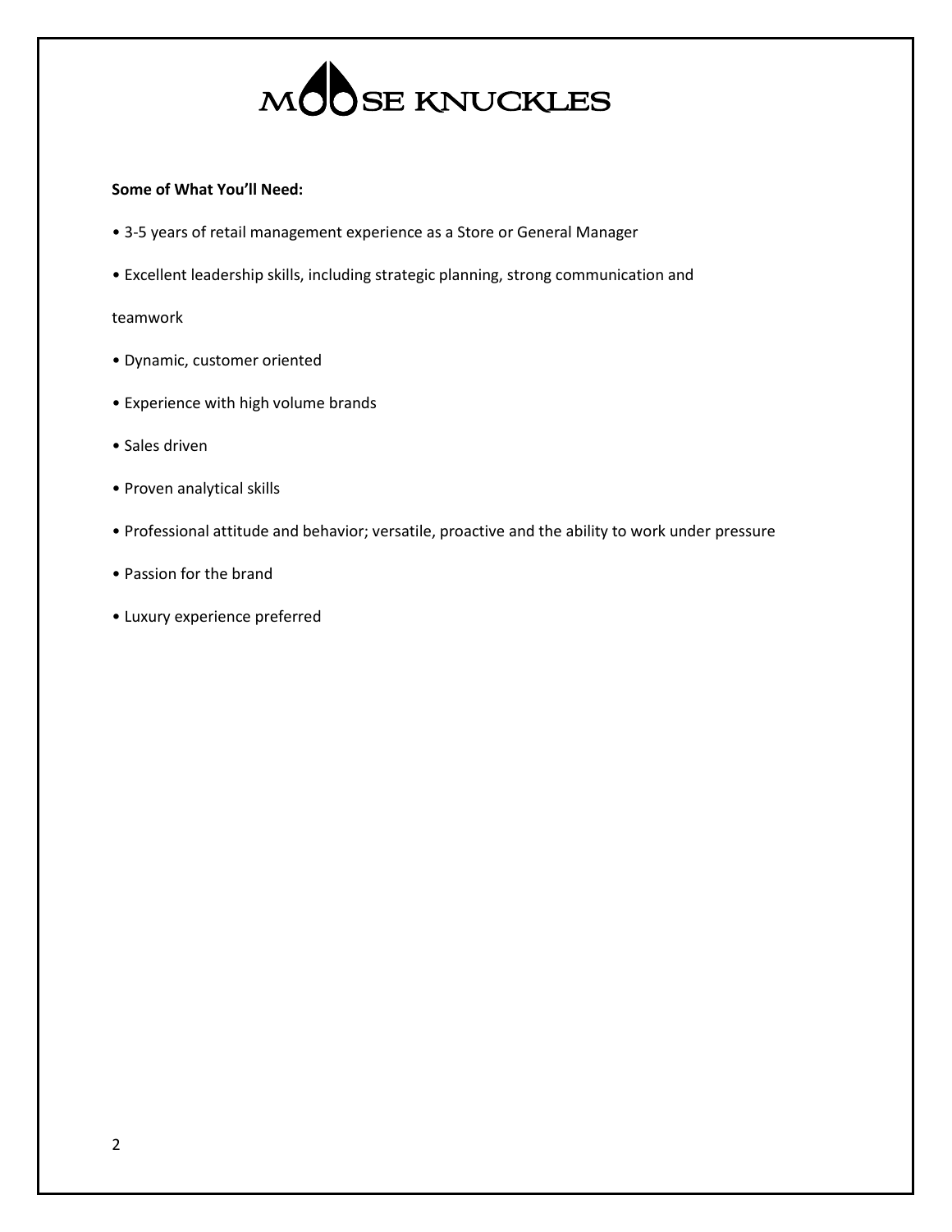**Some of What You'll Need:**

- 3-5 years of retail management experience as a Store or General Manager
- Excellent leadership skills, including strategic planning, strong communication and teamwork
- Dynamic, customer oriented
- Experience with high volume brands
- Sales driven
- Proven analytical skills
- Professional attitude and behavior; versatile, proactive and the ability to work under pressure
- Passion for the brand
- Luxury experience preferred